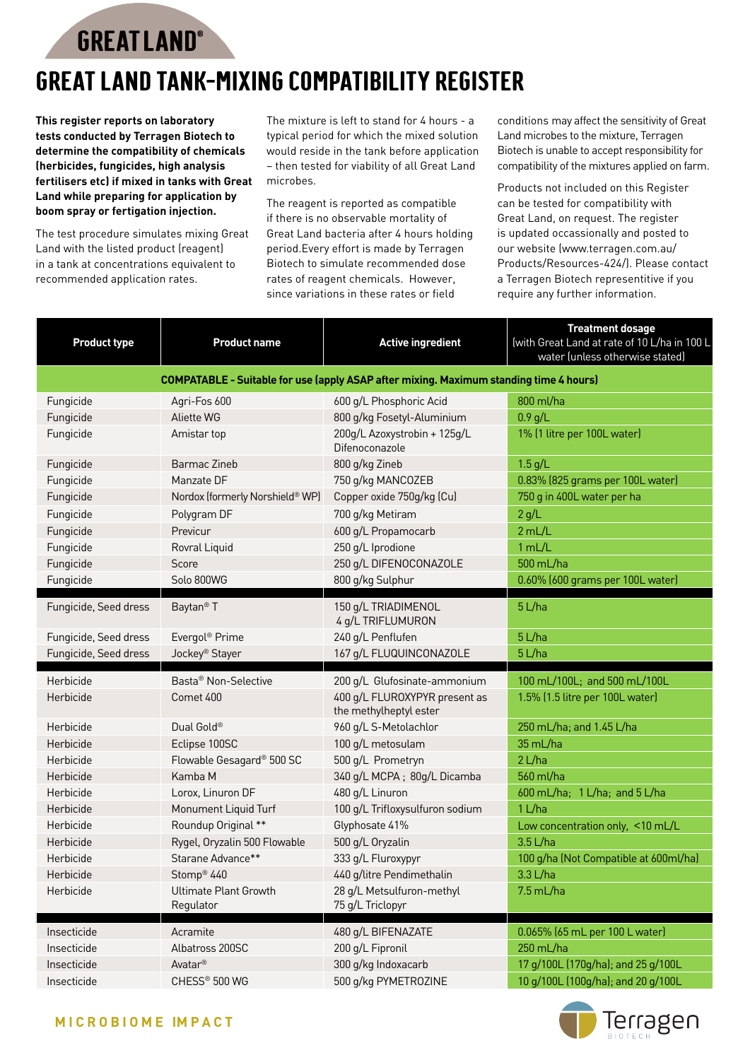GREAT LAND®

# GREAT LAND TANK-MIXING COMPATIBILITY REGISTER

**This register reports on laboratory tests conducted by Terragen Biotech to determine the compatibility of chemicals (herbicides, fungicides, high analysis fertilisers etc) if mixed in tanks with Great Land while preparing for application by boom spray or fertigation injection.**

The test procedure simulates mixing Great Land with the listed product (reagent) in a tank at concentrations equivalent to recommended application rates.

The mixture is left to stand for 4 hours - a typical period for which the mixed solution would reside in the tank before application – then tested for viability of all Great Land microbes.

The reagent is reported as compatible if there is no observable mortality of Great Land bacteria after 4 hours holding period.Every effort is made by Terragen Biotech to simulate recommended dose rates of reagent chemicals. However, since variations in these rates or field conditions may affect the sensitivity of Great Land microbes to the mixture, Terragen Biotech is unable to accept responsibility for compatibility of the mixtures applied on farm.

Products not included on this Register can be tested for compatibility with Great Land, on request. The register is updated occassionally and posted to our website (www.terragen.com.au/Products/Resources-424/). Please contact a Terragen Biotech representitive if you require any further information.

| Product type | Product name | Active ingredient | Treatment dosage (with Great Land at rate of 10 L/ha in 100 L water (unless otherwise stated) |
|---|---|---|---|
| **COMPATABLE - Suitable for use (apply ASAP after mixing. Maximum standing time 4 hours)** | | | |
| Fungicide | Agri-Fos 600 | 600 g/L Phosphoric Acid | 800 ml/ha |
| Fungicide | Aliette WG | 800 g/kg Fosetyl-Aluminium | 0.9 g/L |
| Fungicide | Amistar top | 200g/L Azoxystrobin + 125g/L Difenoconazole | 1% (1 litre per 100L water) |
| Fungicide | Barmac Zineb | 800 g/kg Zineb | 1.5 g/L |
| Fungicide | Manzate DF | 750 g/kg MANCOZEB | 0.83% (825 grams per 100L water) |
| Fungicide | Nordox (formerly Norshield® WP) | Copper oxide 750g/kg (Cu) | 750 g in 400L water per ha |
| Fungicide | Polygram DF | 700 g/kg Metiram | 2 g/L |
| Fungicide | Previcur | 600 g/L Propamocarb | 2 mL/L |
| Fungicide | Rovral Liquid | 250 g/L Iprodione | 1 mL/L |
| Fungicide | Score | 250 g/L DIFENOCONAZOLE | 500 mL/ha |
| Fungicide | Solo 800WG | 800 g/kg Sulphur | 0.60% (600 grams per 100L water) |
| Fungicide, Seed dress | Baytan® T | 150 g/L TRIADIMENOL 4 g/L TRIFLUMURON | 5 L/ha |
| Fungicide, Seed dress | Evergol® Prime | 240 g/L Penflufen | 5 L/ha |
| Fungicide, Seed dress | Jockey® Stayer | 167 g/L FLUQUINCONAZOLE | 5 L/ha |
| Herbicide | Basta® Non-Selective | 200 g/L Glufosinate-ammonium | 100 mL/100L; and 500 mL/100L |
| Herbicide | Comet 400 | 400 g/L FLUROXYPYR present as the methylheptyl ester | 1.5% (1.5 litre per 100L water) |
| Herbicide | Dual Gold® | 960 g/L S-Metolachlor | 250 mL/ha; and 1.45 L/ha |
| Herbicide | Eclipse 100SC | 100 g/L metosulam | 35 mL/ha |
| Herbicide | Flowable Gesagard® 500 SC | 500 g/L Prometryn | 2 L/ha |
| Herbicide | Kamba M | 340 g/L MCPA ; 80g/L Dicamba | 560 ml/ha |
| Herbicide | Lorox, Linuron DF | 480 g/L Linuron | 600 mL/ha; 1 L/ha; and 5 L/ha |
| Herbicide | Monument Liquid Turf | 100 g/L Trifloxysulfuron sodium | 1 L/ha |
| Herbicide | Roundup Original ** | Glyphosate 41% | Low concentration only, <10 mL/L |
| Herbicide | Rygel, Oryzalin 500 Flowable | 500 g/L Oryzalin | 3.5 L/ha |
| Herbicide | Starane Advance** | 333 g/L Fluroxypyr | 100 g/ha (Not Compatible at 600ml/ha) |
| Herbicide | Stomp® 440 | 440 g/litre Pendimethalin | 3.3 L/ha |
| Herbicide | Ultimate Plant Growth Regulator | 28 g/L Metsulfuron-methyl 75 g/L Triclopyr | 7.5 mL/ha |
| Insecticide | Acramite | 480 g/L BIFENAZATE | 0.065% (65 mL per 100 L water) |
| Insecticide | Albatross 200SC | 200 g/L Fipronil | 250 mL/ha |
| Insecticide | Avatar® | 300 g/kg Indoxacarb | 17 g/100L (170g/ha); and 25 g/100L |
| Insecticide | CHESS® 500 WG | 500 g/kg PYMETROZINE | 10 g/100L (100g/ha); and 20 g/100L |

MICROBIOME IMPACT

Terragen BIOTECH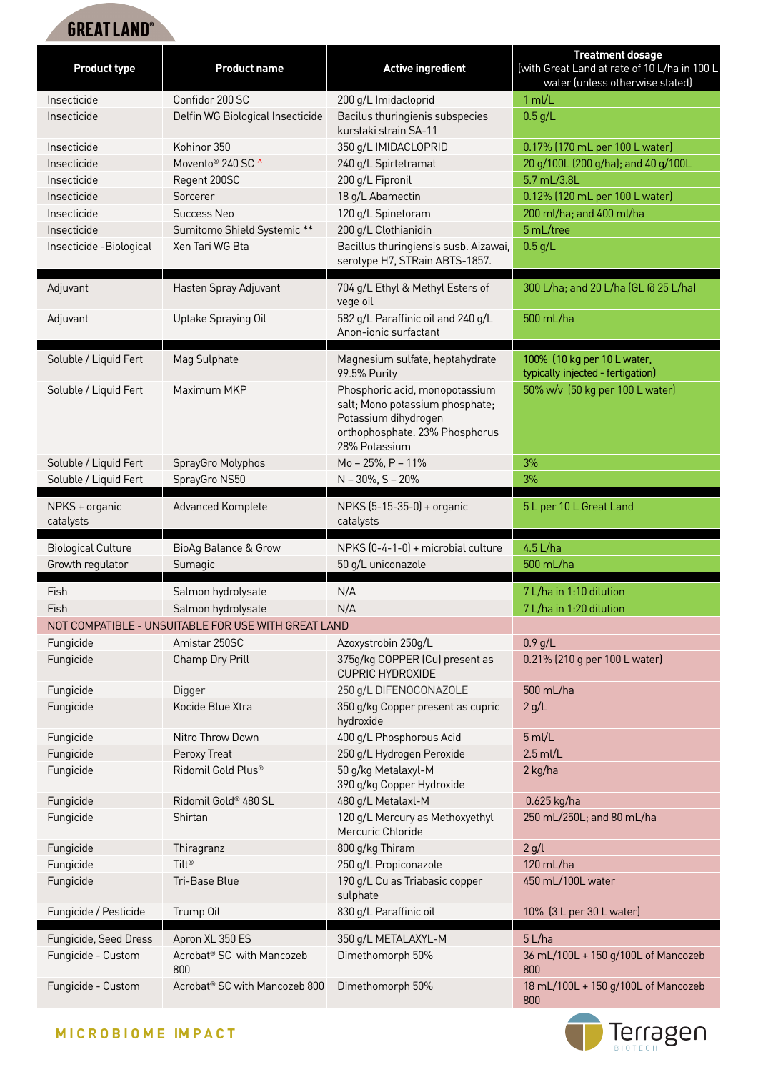# GREAT LAND®

| Product type | Product name | Active ingredient | Treatment dosage (with Great Land at rate of 10 L/ha in 100 L water (unless otherwise stated) |
|---|---|---|---|
| Insecticide | Confidor 200 SC | 200 g/L Imidacloprid | 1 ml/L |
| Insecticide | Delfin WG Biological Insecticide | Bacilus thuringienis subspecies kurstaki strain SA-11 | 0.5 g/L |
| Insecticide | Kohinor 350 | 350 g/L IMIDACLOPRID | 0.17% (170 mL per 100 L water) |
| Insecticide | Movento® 240 SC ^ | 240 g/L Spirtetramat | 20 g/100L (200 g/ha); and 40 g/100L |
| Insecticide | Regent 200SC | 200 g/L Fipronil | 5.7 mL/3.8L |
| Insecticide | Sorcerer | 18 g/L Abamectin | 0.12% (120 mL per 100 L water) |
| Insecticide | Success Neo | 120 g/L Spinetoram | 200 ml/ha; and 400 ml/ha |
| Insecticide | Sumitomo Shield Systemic ** | 200 g/L Clothianidin | 5 mL/tree |
| Insecticide -Biological | Xen Tari WG Bta | Bacillus thuringiensis susb. Aizawai, serotype H7, STRain ABTS-1857. | 0.5 g/L |
| | | | |
| Adjuvant | Hasten Spray Adjuvant | 704 g/L Ethyl & Methyl Esters of vege oil | 300 L/ha; and 20 L/ha (GL @ 25 L/ha) |
| Adjuvant | Uptake Spraying Oil | 582 g/L Paraffinic oil and 240 g/L Anon-ionic surfactant | 500 mL/ha |
| | | | |
| Soluble / Liquid Fert | Mag Sulphate | Magnesium sulfate, heptahydrate 99.5% Purity | 100% (10 kg per 10 L water, typically injected - fertigation) |
| Soluble / Liquid Fert | Maximum MKP | Phosphoric acid, monopotassium salt; Mono potassium phosphate; Potassium dihydrogen orthophosphate. 23% Phosphorus 28% Potassium | 50% w/v (50 kg per 100 L water) |
| Soluble / Liquid Fert | SprayGro Molyphos | Mo – 25%, P – 11% | 3% |
| Soluble / Liquid Fert | SprayGro NS50 | N – 30%, S – 20% | 3% |
| | | | |
| NPKS + organic catalysts | Advanced Komplete | NPKS (5-15-35-0) + organic catalysts | 5 L per 10 L Great Land |
| | | | |
| Biological Culture | BioAg Balance & Grow | NPKS (0-4-1-0) + microbial culture | 4.5 L/ha |
| Growth regulator | Sumagic | 50 g/L uniconazole | 500 mL/ha |
| | | | |
| Fish | Salmon hydrolysate | N/A | 7 L/ha in 1:10 dilution |
| Fish | Salmon hydrolysate | N/A | 7 L/ha in 1:20 dilution |
| NOT COMPATIBLE - UNSUITABLE FOR USE WITH GREAT LAND | | | |
| Fungicide | Amistar 250SC | Azoxystrobin 250g/L | 0.9 g/L |
| Fungicide | Champ Dry Prill | 375g/kg COPPER (Cu) present as CUPRIC HYDROXIDE | 0.21% (210 g per 100 L water) |
| Fungicide | Digger | 250 g/L DIFENOCONAZOLE | 500 mL/ha |
| Fungicide | Kocide Blue Xtra | 350 g/kg Copper present as cupric hydroxide | 2 g/L |
| Fungicide | Nitro Throw Down | 400 g/L Phosphorous Acid | 5 ml/L |
| Fungicide | Peroxy Treat | 250 g/L Hydrogen Peroxide | 2.5 ml/L |
| Fungicide | Ridomil Gold Plus® | 50 g/kg Metalaxyl-M 390 g/kg Copper Hydroxide | 2 kg/ha |
| Fungicide | Ridomil Gold® 480 SL | 480 g/L Metalaxl-M | 0.625 kg/ha |
| Fungicide | Shirtan | 120 g/L Mercury as Methoxyethyl Mercuric Chloride | 250 mL/250L; and 80 mL/ha |
| Fungicide | Thiragranz | 800 g/kg Thiram | 2 g/l |
| Fungicide | Tilt® | 250 g/L Propiconazole | 120 mL/ha |
| Fungicide | Tri-Base Blue | 190 g/L Cu as Triabasic copper sulphate | 450 mL/100L water |
| Fungicide / Pesticide | Trump Oil | 830 g/L Paraffinic oil | 10% (3 L per 30 L water) |
| | | | |
| Fungicide, Seed Dress | Apron XL 350 ES | 350 g/L METALAXYL-M | 5 L/ha |
| Fungicide - Custom | Acrobat® SC with Mancozeb 800 | Dimethomorph 50% | 36 mL/100L + 150 g/100L of Mancozeb 800 |
| Fungicide - Custom | Acrobat® SC with Mancozeb 800 | Dimethomorph 50% | 18 mL/100L + 150 g/100L of Mancozeb 800 |

MICROBIOME IMPACT

Terragen BIOTECH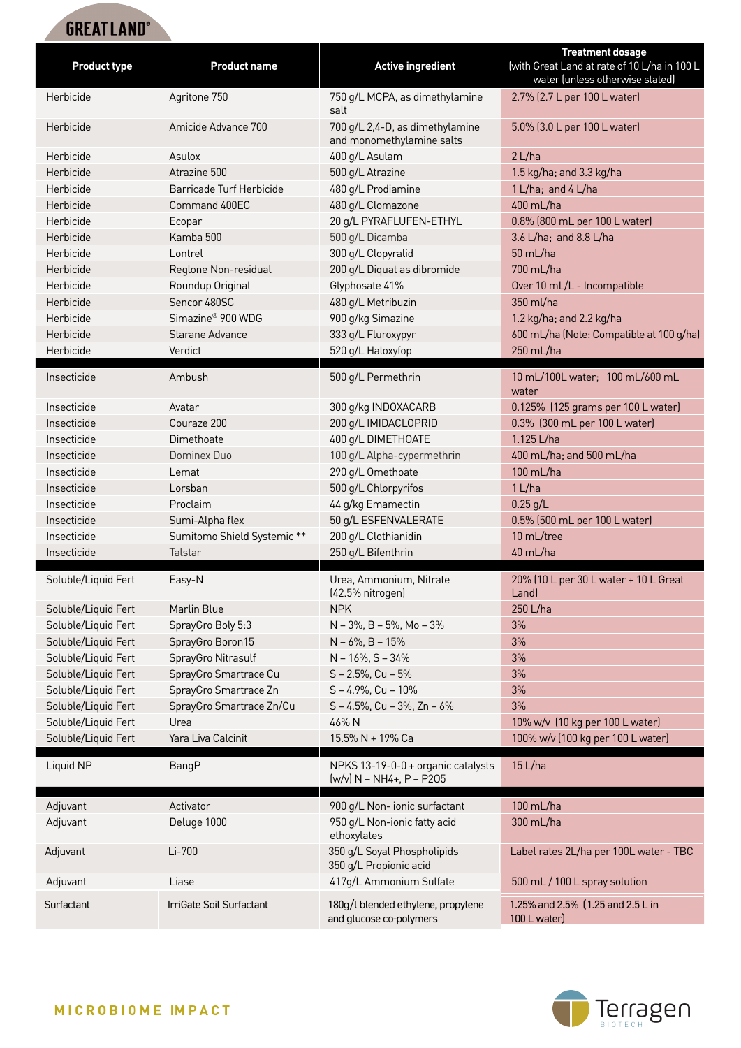GREAT LAND®

| Product type | Product name | Active ingredient | Treatment dosage (with Great Land at rate of 10 L/ha in 100 L water (unless otherwise stated) |
|---|---|---|---|
| Herbicide | Agritone 750 | 750 g/L MCPA, as dimethylamine salt | 2.7% (2.7 L per 100 L water) |
| Herbicide | Amicide Advance 700 | 700 g/L 2,4-D, as dimethylamine and monomethylamine salts | 5.0% (3.0 L per 100 L water) |
| Herbicide | Asulox | 400 g/L Asulam | 2 L/ha |
| Herbicide | Atrazine 500 | 500 g/L Atrazine | 1.5 kg/ha; and 3.3 kg/ha |
| Herbicide | Barricade Turf Herbicide | 480 g/L Prodiamine | 1 L/ha; and 4 L/ha |
| Herbicide | Command 400EC | 480 g/L Clomazone | 400 mL/ha |
| Herbicide | Ecopar | 20 g/L PYRAFLUFEN-ETHYL | 0.8% (800 mL per 100 L water) |
| Herbicide | Kamba 500 | 500 g/L Dicamba | 3.6 L/ha; and 8.8 L/ha |
| Herbicide | Lontrel | 300 g/L Clopyralid | 50 mL/ha |
| Herbicide | Reglone Non-residual | 200 g/L Diquat as dibromide | 700 mL/ha |
| Herbicide | Roundup Original | Glyphosate 41% | Over 10 mL/L - Incompatible |
| Herbicide | Sencor 480SC | 480 g/L Metribuzin | 350 ml/ha |
| Herbicide | Simazine® 900 WDG | 900 g/kg Simazine | 1.2 kg/ha; and 2.2 kg/ha |
| Herbicide | Starane Advance | 333 g/L Fluroxypyr | 600 mL/ha (Note: Compatible at 100 g/ha) |
| Herbicide | Verdict | 520 g/L Haloxyfop | 250 mL/ha |
| Insecticide | Ambush | 500 g/L Permethrin | 10 mL/100L water; 100 mL/600 mL water |
| Insecticide | Avatar | 300 g/kg INDOXACARB | 0.125% (125 grams per 100 L water) |
| Insecticide | Couraze 200 | 200 g/L IMIDACLOPRID | 0.3% (300 mL per 100 L water) |
| Insecticide | Dimethoate | 400 g/L DIMETHOATE | 1.125 L/ha |
| Insecticide | Dominex Duo | 100 g/L Alpha-cypermethrin | 400 mL/ha; and 500 mL/ha |
| Insecticide | Lemat | 290 g/L Omethoate | 100 mL/ha |
| Insecticide | Lorsban | 500 g/L Chlorpyrifos | 1 L/ha |
| Insecticide | Proclaim | 44 g/kg Emamectin | 0.25 g/L |
| Insecticide | Sumi-Alpha flex | 50 g/L ESFENVALERATE | 0.5% (500 mL per 100 L water) |
| Insecticide | Sumitomo Shield Systemic ** | 200 g/L Clothianidin | 10 mL/tree |
| Insecticide | Talstar | 250 g/L Bifenthrin | 40 mL/ha |
| Soluble/Liquid Fert | Easy-N | Urea, Ammonium, Nitrate (42.5% nitrogen) | 20% (10 L per 30 L water + 10 L Great Land) |
| Soluble/Liquid Fert | Marlin Blue | NPK | 250 L/ha |
| Soluble/Liquid Fert | SprayGro Boly 5:3 | N – 3%, B – 5%, Mo – 3% | 3% |
| Soluble/Liquid Fert | SprayGro Boron15 | N – 6%, B – 15% | 3% |
| Soluble/Liquid Fert | SprayGro Nitrasulf | N – 16%, S – 34% | 3% |
| Soluble/Liquid Fert | SprayGro Smartrace Cu | S – 2.5%, Cu – 5% | 3% |
| Soluble/Liquid Fert | SprayGro Smartrace Zn | S – 4.9%, Cu – 10% | 3% |
| Soluble/Liquid Fert | SprayGro Smartrace Zn/Cu | S – 4.5%, Cu – 3%, Zn – 6% | 3% |
| Soluble/Liquid Fert | Urea | 46% N | 10% w/v (10 kg per 100 L water) |
| Soluble/Liquid Fert | Yara Liva Calcinit | 15.5% N + 19% Ca | 100% w/v (100 kg per 100 L water) |
| Liquid NP | BangP | NPKS 13-19-0-0 + organic catalysts (w/v) N – NH4+, P – P2O5 | 15 L/ha |
| Adjuvant | Activator | 900 g/L Non- ionic surfactant | 100 mL/ha |
| Adjuvant | Deluge 1000 | 950 g/L Non-ionic fatty acid ethoxylates | 300 mL/ha |
| Adjuvant | Li-700 | 350 g/L Soyal Phospholipids 350 g/L Propionic acid | Label rates 2L/ha per 100L water - TBC |
| Adjuvant | Liase | 417g/L Ammonium Sulfate | 500 mL / 100 L spray solution |
| Surfactant | IrriGate Soil Surfactant | 180g/l blended ethylene, propylene and glucose co-polymers | 1.25% and 2.5% (1.25 and 2.5 L in 100 L water) |

MICROBIOME IMPACT

Terragen BIOTECH